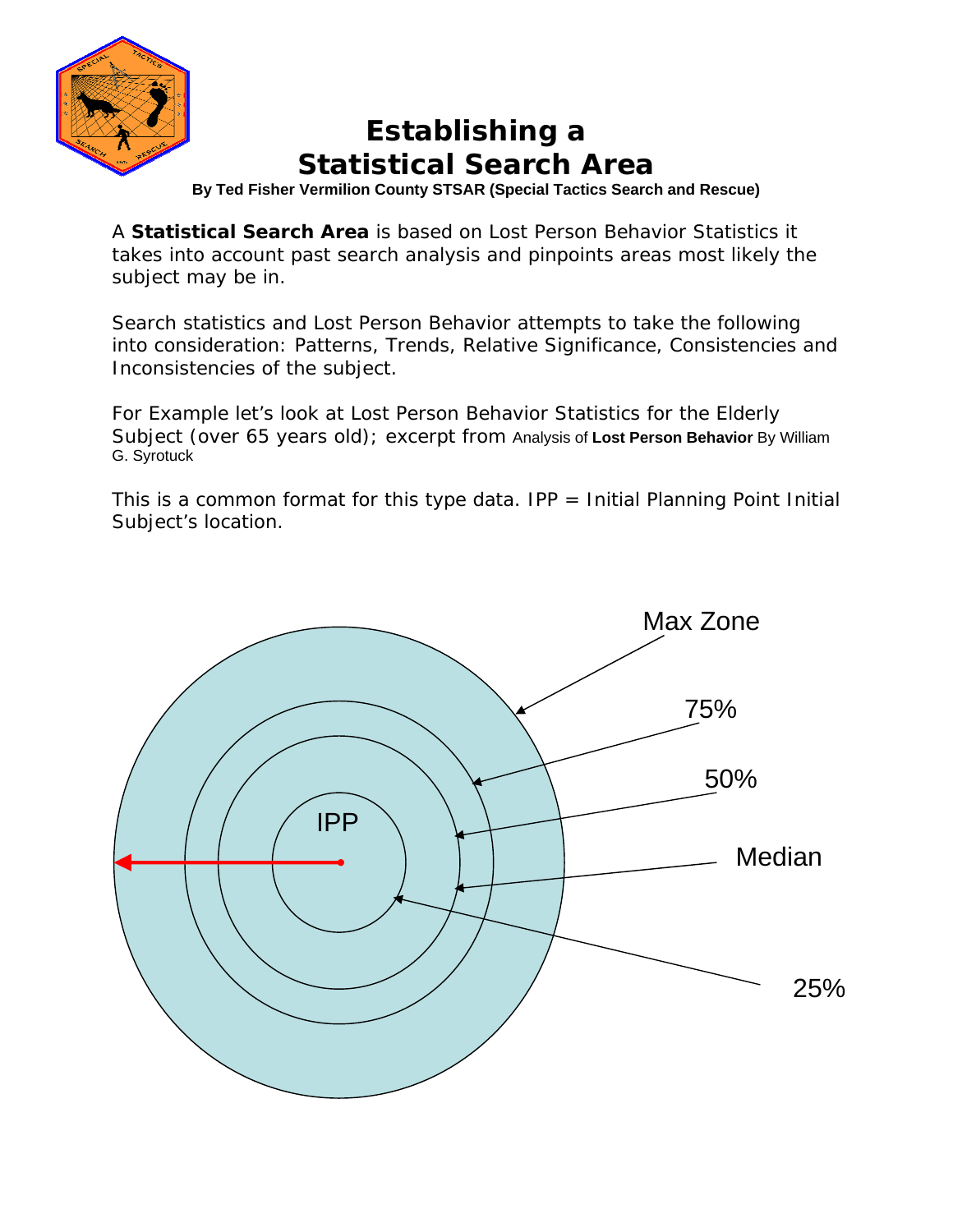# Establishing a Statistical Search Area

**By Ted Fisher Vermilion County STSAR (Special Tactics Search and Rescue)**

A **Statistical Search Area** is based on Lost Person Behavior Statistics it takes into account past search analysis and pinpoints areas most likely the subject may be in.

Search statistics and Lost Person Behavior attempts to take the following into consideration: Patterns, Trends, Relative Significance, Consistencies and Inconsistencies of the subject.

For Example let's look at Lost Person Behavior Statistics for the Elderly Subject (over 65 years old); excerpt from Analysis of **Lost Person Behavior** By William G. Syrotuck

This is a common format for this type data. IPP = Initial Planning Point Initial Subject's location.

Max Zone

75%

50%

IPP

Median

25%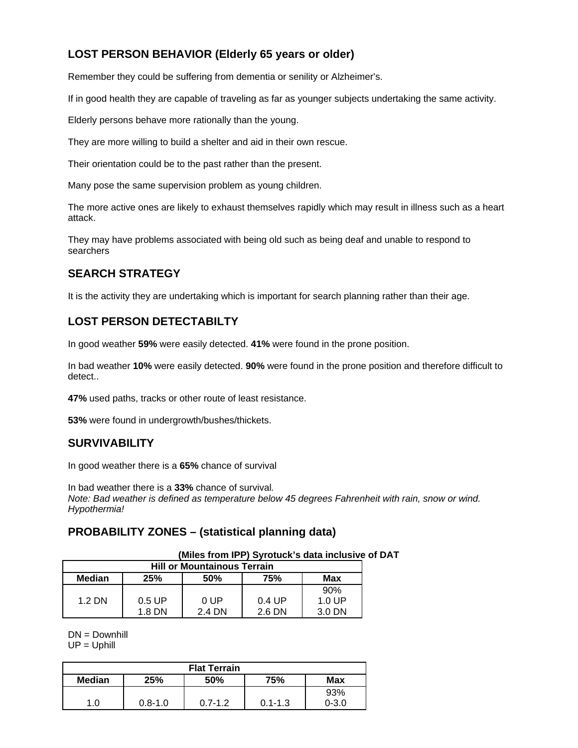## LOST PERSON BEHAVIOR (Elderly 65 years or older)

Remember they could be suffering from dementia or senility or Alzheimer's.

If in good health they are capable of traveling as far as younger subjects undertaking the same activity.

Elderly persons behave more rationally than the young.

They are more willing to build a shelter and aid in their own rescue.

Their orientation could be to the past rather than the present.

Many pose the same supervision problem as young children.

The more active ones are likely to exhaust themselves rapidly which may result in illness such as a heart attack.

They may have problems associated with being old such as being deaf and unable to respond to searchers

## SEARCH STRATEGY

It is the activity they are undertaking which is important for search planning rather than their age.

## LOST PERSON DETECTABILTY

In good weather **59%** were easily detected. **41%** were found in the prone position.

In bad weather **10%** were easily detected. **90%** were found in the prone position and therefore difficult to detect..

**47%** used paths, tracks or other route of least resistance.

**53%** were found in undergrowth/bushes/thickets.

## SURVIVABILITY

In good weather there is a **65%** chance of survival

In bad weather there is a **33%** chance of survival.
*Note: Bad weather is defined as temperature below 45 degrees Fahrenheit with rain, snow or wind. Hypothermia!*

## PROBABILITY ZONES – (statistical planning data)

**(Miles from IPP) Syrotuck's data inclusive of DAT**

| Hill or Mountainous Terrain | | | | |
|---|---|---|---|---|
| **Median** | **25%** | **50%** | **75%** | **Max** |
| 1.2 DN | 0.5 UP<br>1.8 DN | 0 UP<br>2.4 DN | 0.4 UP<br>2.6 DN | 90%<br>1.0 UP<br>3.0 DN |

DN = Downhill
UP = Uphill

| Flat Terrain | | | | |
|---|---|---|---|---|
| **Median** | **25%** | **50%** | **75%** | **Max** |
| 1.0 | 0.8-1.0 | 0.7-1.2 | 0.1-1.3 | 93%<br>0-3.0 |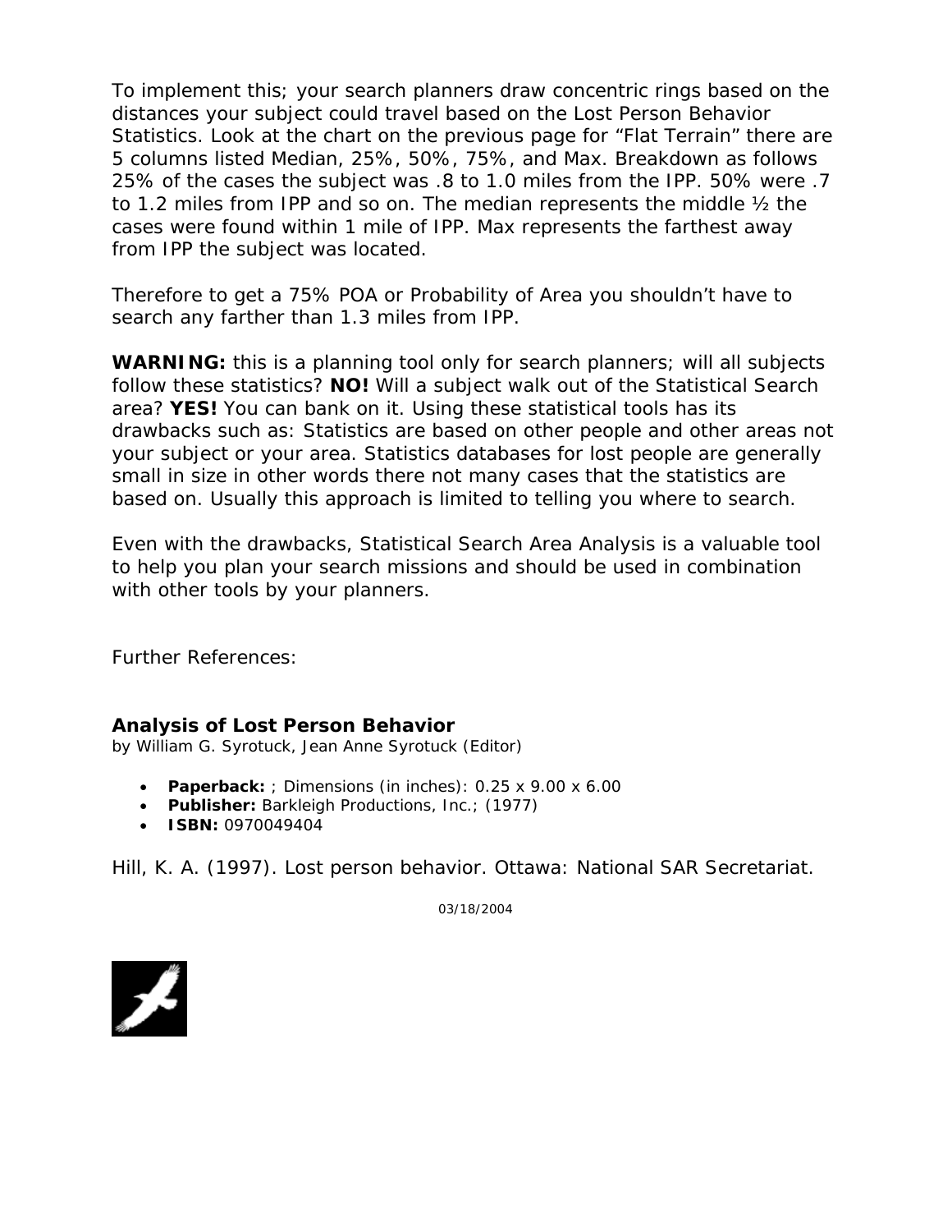To implement this; your search planners draw concentric rings based on the distances your subject could travel based on the Lost Person Behavior Statistics. Look at the chart on the previous page for "Flat Terrain" there are 5 columns listed Median, 25%, 50%, 75%, and Max. Breakdown as follows 25% of the cases the subject was .8 to 1.0 miles from the IPP. 50% were .7 to 1.2 miles from IPP and so on. The median represents the middle ½ the cases were found within 1 mile of IPP. Max represents the farthest away from IPP the subject was located.

Therefore to get a 75% POA or Probability of Area you shouldn't have to search any farther than 1.3 miles from IPP.

**WARNING:** this is a planning tool only for search planners; will all subjects follow these statistics? **NO!** Will a subject walk out of the Statistical Search area? **YES!** You can bank on it. Using these statistical tools has its drawbacks such as: Statistics are based on other people and other areas not your subject or your area. Statistics databases for lost people are generally small in size in other words there not many cases that the statistics are based on. Usually this approach is limited to telling you where to search.

Even with the drawbacks, Statistical Search Area Analysis is a valuable tool to help you plan your search missions and should be used in combination with other tools by your planners.

Further References:

### Analysis of Lost Person Behavior

by William G. Syrotuck, Jean Anne Syrotuck (Editor)

- **Paperback:** ; Dimensions (in inches): 0.25 x 9.00 x 6.00
- **Publisher:** Barkleigh Productions, Inc.; (1977)
- **ISBN:** 0970049404

Hill, K. A. (1997). Lost person behavior. Ottawa: National SAR Secretariat.

03/18/2004